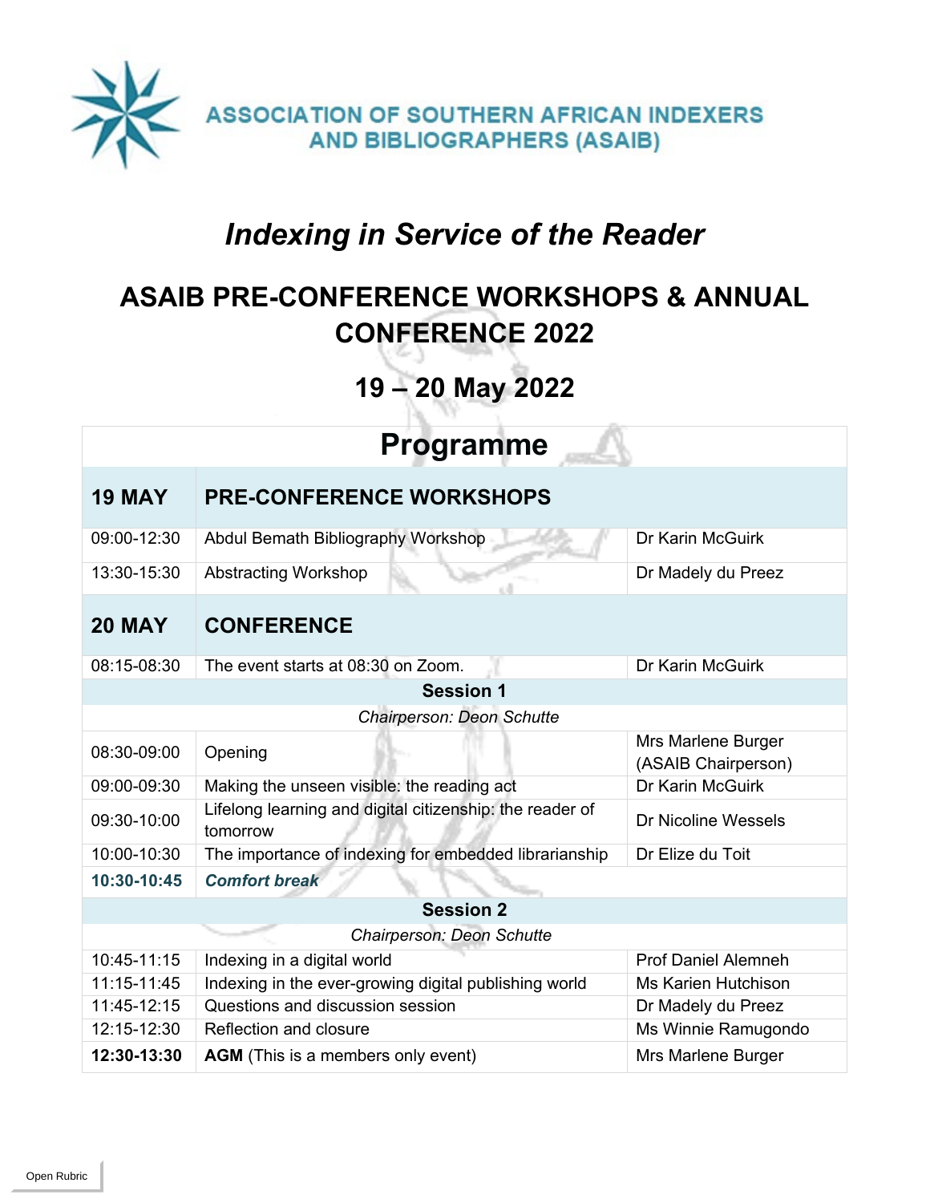ASSOCIATION OF SOUTHERN AFRICAN INDEXERS AND BIBLIOGRAPHERS (ASAIB)

# *Indexing in Service of the Reader*

## ASAIB PRE-CONFERENCE WORKSHOPS & ANNUAL CONFERENCE 2022

## 19 – 20 May 2022

| Programme | | |
|---|---|---|
| **19 MAY** | **PRE-CONFERENCE WORKSHOPS** | |
| 09:00-12:30 | Abdul Bemath Bibliography Workshop | Dr Karin McGuirk |
| 13:30-15:30 | Abstracting Workshop | Dr Madely du Preez |
| **20 MAY** | **CONFERENCE** | |
| 08:15-08:30 | The event starts at 08:30 on Zoom. | Dr Karin McGuirk |
| | **Session 1** | |
| | *Chairperson: Deon Schutte* | |
| 08:30-09:00 | Opening | Mrs Marlene Burger (ASAIB Chairperson) |
| 09:00-09:30 | Making the unseen visible: the reading act | Dr Karin McGuirk |
| 09:30-10:00 | Lifelong learning and digital citizenship: the reader of tomorrow | Dr Nicoline Wessels |
| 10:00-10:30 | The importance of indexing for embedded librarianship | Dr Elize du Toit |
| **10:30-10:45** | ***Comfort break*** | |
| | **Session 2** | |
| | *Chairperson: Deon Schutte* | |
| 10:45-11:15 | Indexing in a digital world | Prof Daniel Alemneh |
| 11:15-11:45 | Indexing in the ever-growing digital publishing world | Ms Karien Hutchison |
| 11:45-12:15 | Questions and discussion session | Dr Madely du Preez |
| 12:15-12:30 | Reflection and closure | Ms Winnie Ramugondo |
| **12:30-13:30** | **AGM** (This is a members only event) | Mrs Marlene Burger |

Open Rubric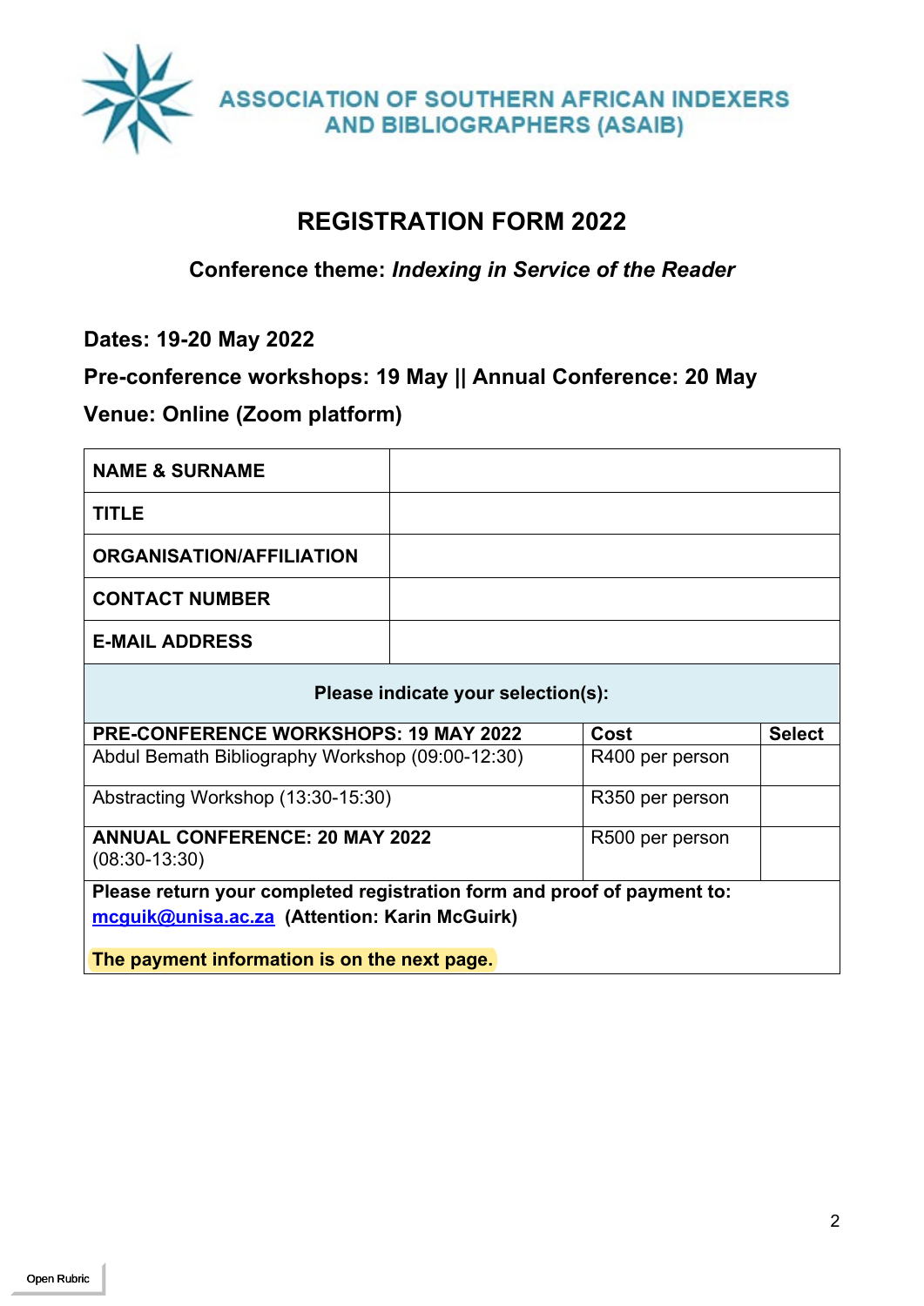**ASSOCIATION OF SOUTHERN AFRICAN INDEXERS AND BIBLIOGRAPHERS (ASAIB)**

# REGISTRATION FORM 2022

### Conference theme: *Indexing in Service of the Reader*

**Dates: 19-20 May 2022**

**Pre-conference workshops: 19 May || Annual Conference: 20 May**

**Venue: Online (Zoom platform)**

| | |
|---|---|
| **NAME & SURNAME** | |
| **TITLE** | |
| **ORGANISATION/AFFILIATION** | |
| **CONTACT NUMBER** | |
| **E-MAIL ADDRESS** | |

**Please indicate your selection(s):**

| **PRE-CONFERENCE WORKSHOPS: 19 MAY 2022** | **Cost** | **Select** |
|---|---|---|
| Abdul Bemath Bibliography Workshop (09:00-12:30) | R400 per person | |
| Abstracting Workshop (13:30-15:30) | R350 per person | |
| **ANNUAL CONFERENCE: 20 MAY 2022** (08:30-13:30) | R500 per person | |

**Please return your completed registration form and proof of payment to:** mcguik@unisa.ac.za **(Attention: Karin McGuirk)**

**The payment information is on the next page.**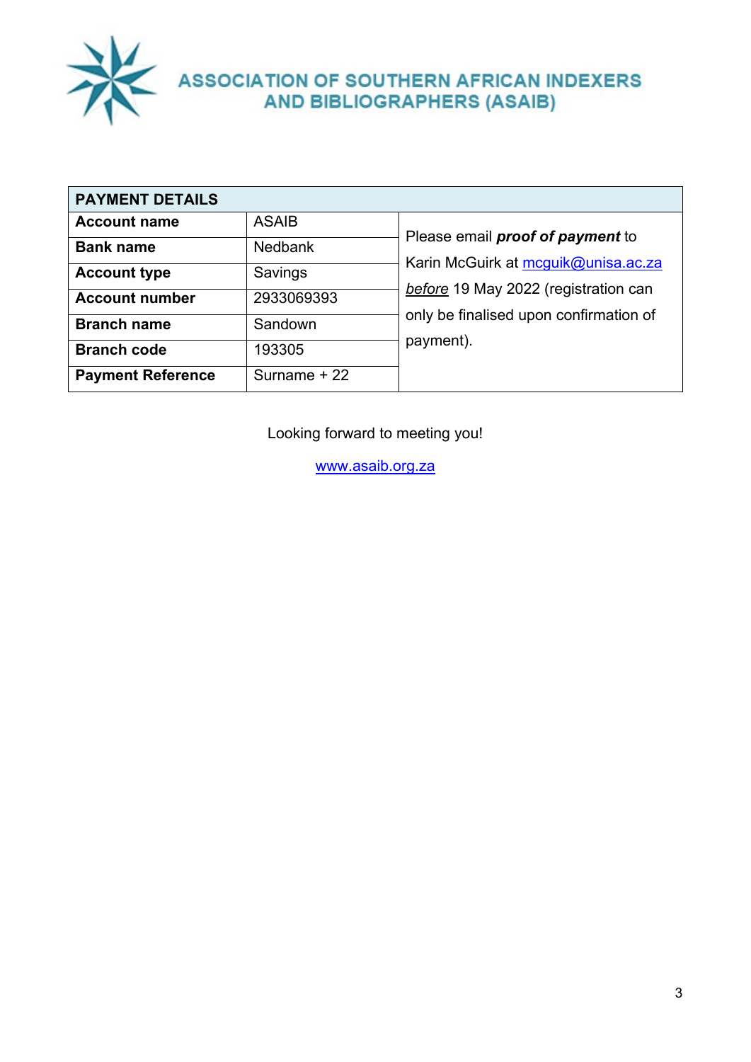# ASSOCIATION OF SOUTHERN AFRICAN INDEXERS AND BIBLIOGRAPHERS (ASAIB)

| PAYMENT DETAILS | | |
|---|---|---|
| **Account name** | ASAIB | Please email ***proof of payment*** to Karin McGuirk at mcguik@unisa.ac.za *before* 19 May 2022 (registration can only be finalised upon confirmation of payment). |
| **Bank name** | Nedbank | |
| **Account type** | Savings | |
| **Account number** | 2933069393 | |
| **Branch name** | Sandown | |
| **Branch code** | 193305 | |
| **Payment Reference** | Surname + 22 | |

Looking forward to meeting you!

www.asaib.org.za